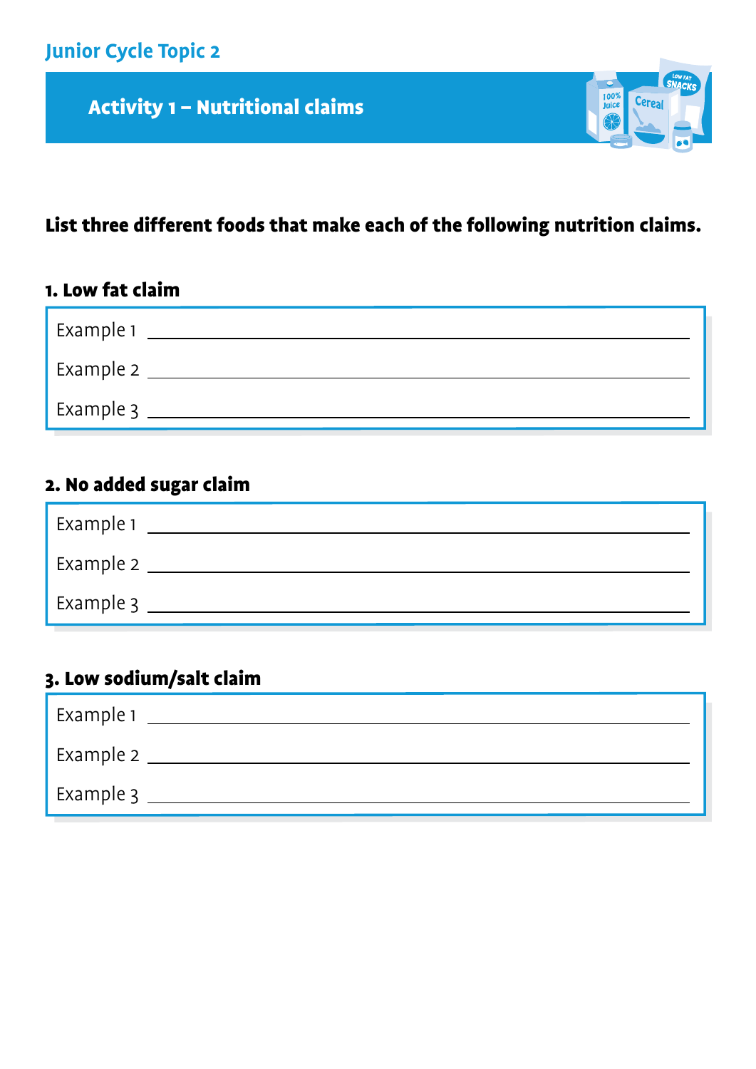Junior Cycle Topic 2

## Activity 1 – Nutritional claims

**List three different foods that make each of the following nutrition claims.**

### 1. Low fat claim

Example 1 ______________________________

Example 2 ______________________________

Example 3 ______________________________

### 2. No added sugar claim

Example 1 ______________________________

Example 2 ______________________________

Example 3 ______________________________

### 3. Low sodium/salt claim

Example 1 ______________________________

Example 2 ______________________________

Example 3 ______________________________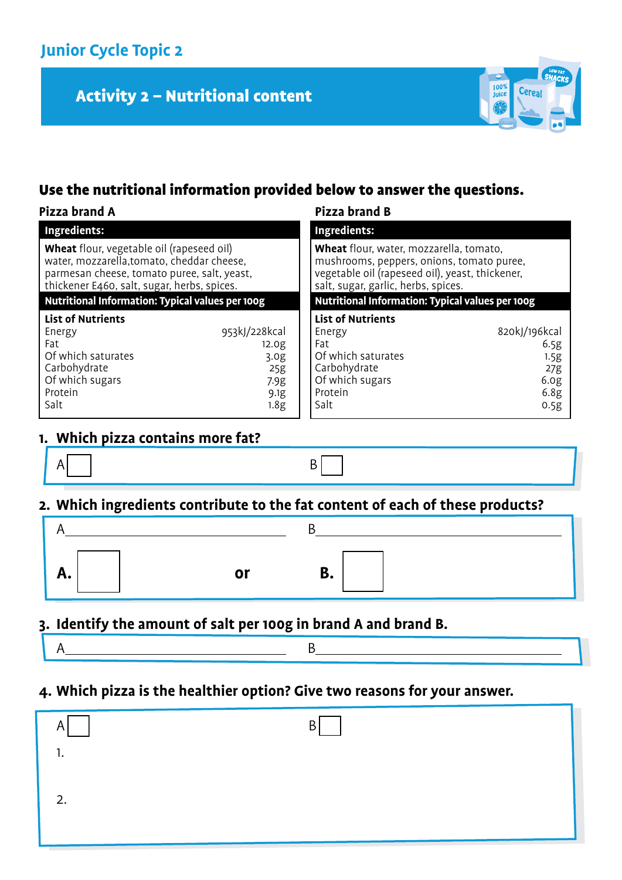## Junior Cycle Topic 2

# Activity 2 – Nutritional content

**Use the nutritional information provided below to answer the questions.**

### Pizza brand A

**Ingredients:**

**Wheat** flour, vegetable oil (rapeseed oil) water, mozzarella,tomato, cheddar cheese, parmesan cheese, tomato puree, salt, yeast, thickener E460, salt, sugar, herbs, spices.

**Nutritional Information: Typical values per 100g**

| List of Nutrients | |
|---|---|
| Energy | 953kJ/228kcal |
| Fat | 12.0g |
| Of which saturates | 3.0g |
| Carbohydrate | 25g |
| Of which sugars | 7.9g |
| Protein | 9.1g |
| Salt | 1.8g |

### Pizza brand B

**Ingredients:**

**Wheat** flour, water, mozzarella, tomato, mushrooms, peppers, onions, tomato puree, vegetable oil (rapeseed oil), yeast, thickener, salt, sugar, garlic, herbs, spices.

**Nutritional Information: Typical values per 100g**

| List of Nutrients | |
|---|---|
| Energy | 820kJ/196kcal |
| Fat | 6.5g |
| Of which saturates | 1.5g |
| Carbohydrate | 27g |
| Of which sugars | 6.0g |
| Protein | 6.8g |
| Salt | 0.5g |

**1. Which pizza contains more fat?**

A ☐ B ☐

**2. Which ingredients contribute to the fat content of each of these products?**

A\_\_\_\_\_\_\_\_\_\_\_\_\_\_\_\_\_\_\_\_\_\_\_\_ B\_\_\_\_\_\_\_\_\_\_\_\_\_\_\_\_\_\_\_\_\_\_\_\_

**A.** ☐ **or** **B.** ☐

**3. Identify the amount of salt per 100g in brand A and brand B.**

A\_\_\_\_\_\_\_\_\_\_\_\_\_\_\_\_\_\_\_\_\_\_\_\_ B\_\_\_\_\_\_\_\_\_\_\_\_\_\_\_\_\_\_\_\_\_\_\_\_

**4. Which pizza is the healthier option? Give two reasons for your answer.**

A ☐ B ☐

1.

2.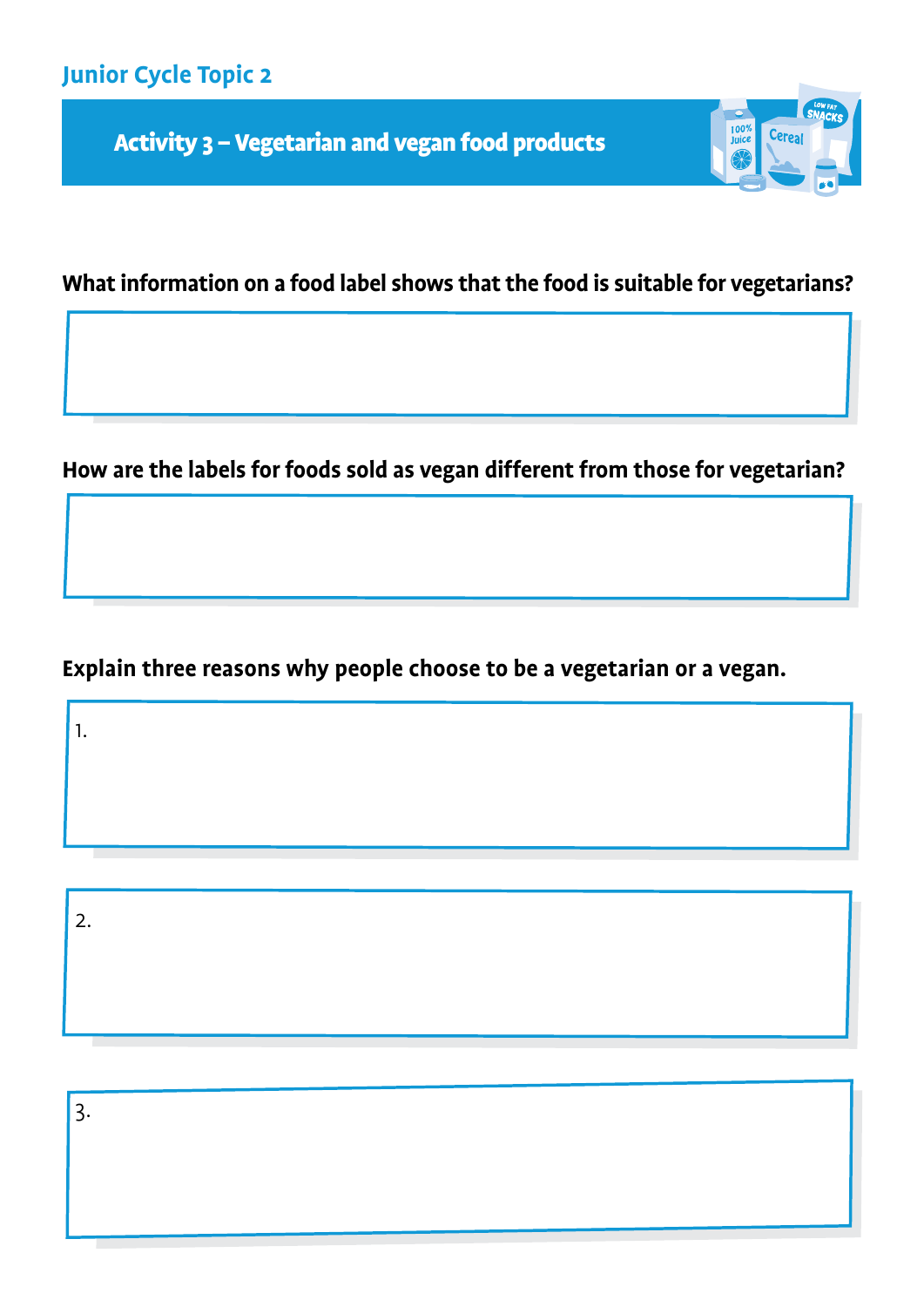Junior Cycle Topic 2

## Activity 3 – Vegetarian and vegan food products

**What information on a food label shows that the food is suitable for vegetarians?**

**How are the labels for foods sold as vegan different from those for vegetarian?**

**Explain three reasons why people choose to be a vegetarian or a vegan.**

1.

2.

3.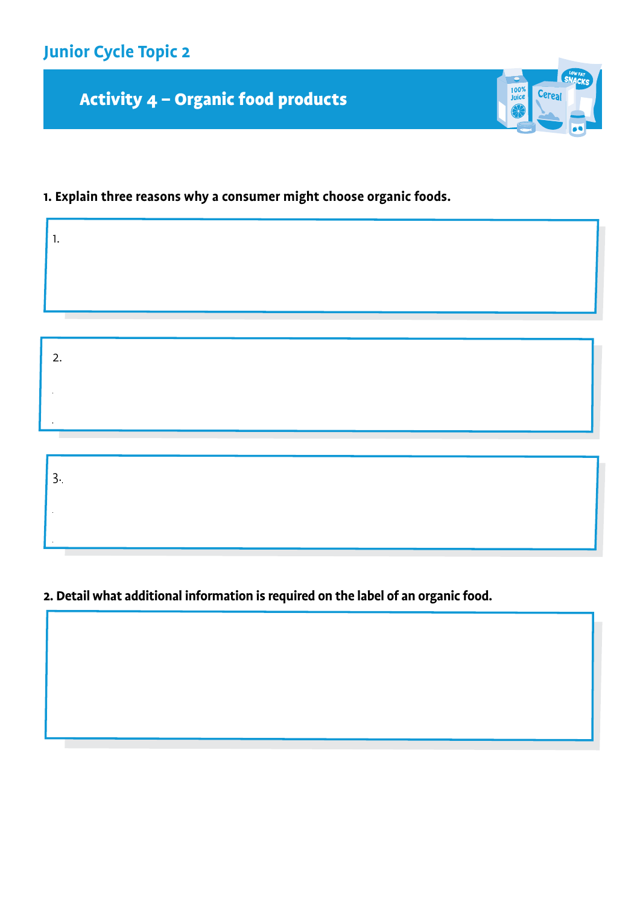## Junior Cycle Topic 2

# Activity 4 – Organic food products

**1. Explain three reasons why a consumer might choose organic foods.**

1.

2.

3.

**2. Detail what additional information is required on the label of an organic food.**